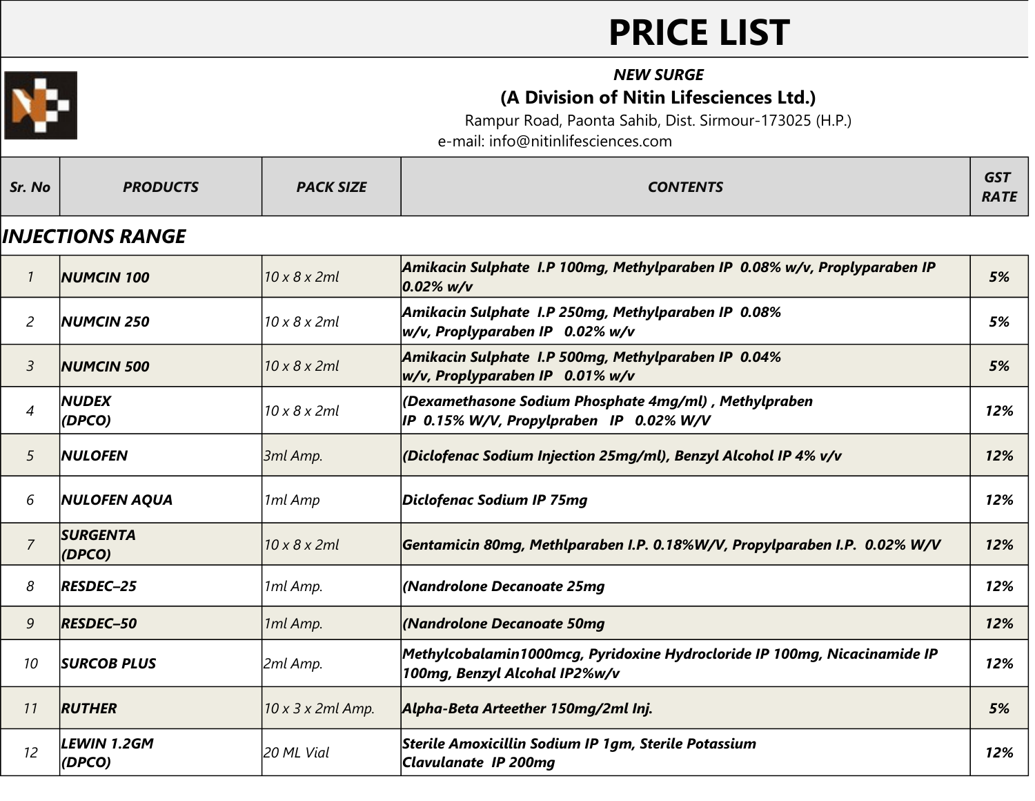# PRICE LIST

***NEW SURGE***

**(A Division of Nitin Lifesciences Ltd.)**

Rampur Road, Paonta Sahib, Dist. Sirmour-173025 (H.P.)

e-mail: info@nitinlifesciences.com

| Sr. No | PRODUCTS | PACK SIZE | CONTENTS | GST RATE |
|---|---|---|---|---|
| ***INJECTIONS RANGE*** | | | | |
| 1 | **NUMCIN 100** | 10 x 8 x 2ml | **Amikacin Sulphate I.P 100mg, Methylparaben IP 0.08% w/v, Proplyparaben IP 0.02% w/v** | **5%** |
| 2 | **NUMCIN 250** | 10 x 8 x 2ml | **Amikacin Sulphate I.P 250mg, Methylparaben IP 0.08% w/v, Proplyparaben IP 0.02% w/v** | **5%** |
| 3 | **NUMCIN 500** | 10 x 8 x 2ml | **Amikacin Sulphate I.P 500mg, Methylparaben IP 0.04% w/v, Proplyparaben IP 0.01% w/v** | **5%** |
| 4 | **NUDEX (DPCO)** | 10 x 8 x 2ml | **(Dexamethasone Sodium Phosphate 4mg/ml) , Methylpraben IP 0.15% W/V, Propylpraben IP 0.02% W/V** | **12%** |
| 5 | **NULOFEN** | 3ml Amp. | **(Diclofenac Sodium Injection 25mg/ml), Benzyl Alcohol IP 4% v/v** | **12%** |
| 6 | **NULOFEN AQUA** | 1ml Amp | **Diclofenac Sodium IP 75mg** | **12%** |
| 7 | **SURGENTA (DPCO)** | 10 x 8 x 2ml | **Gentamicin 80mg, Methlparaben I.P. 0.18%W/V, Propylparaben I.P. 0.02% W/V** | **12%** |
| 8 | **RESDEC–25** | 1ml Amp. | **(Nandrolone Decanoate 25mg** | **12%** |
| 9 | **RESDEC–50** | 1ml Amp. | **(Nandrolone Decanoate 50mg** | **12%** |
| 10 | **SURCOB PLUS** | 2ml Amp. | **Methylcobalamin1000mcg, Pyridoxine Hydrocloride IP 100mg, Nicacinamide IP 100mg, Benzyl Alcohol IP2%w/v** | **12%** |
| 11 | **RUTHER** | 10 x 3 x 2ml Amp. | **Alpha-Beta Arteether 150mg/2ml Inj.** | **5%** |
| 12 | **LEWIN 1.2GM (DPCO)** | 20 ML Vial | **Sterile Amoxicillin Sodium IP 1gm, Sterile Potassium Clavulanate IP 200mg** | **12%** |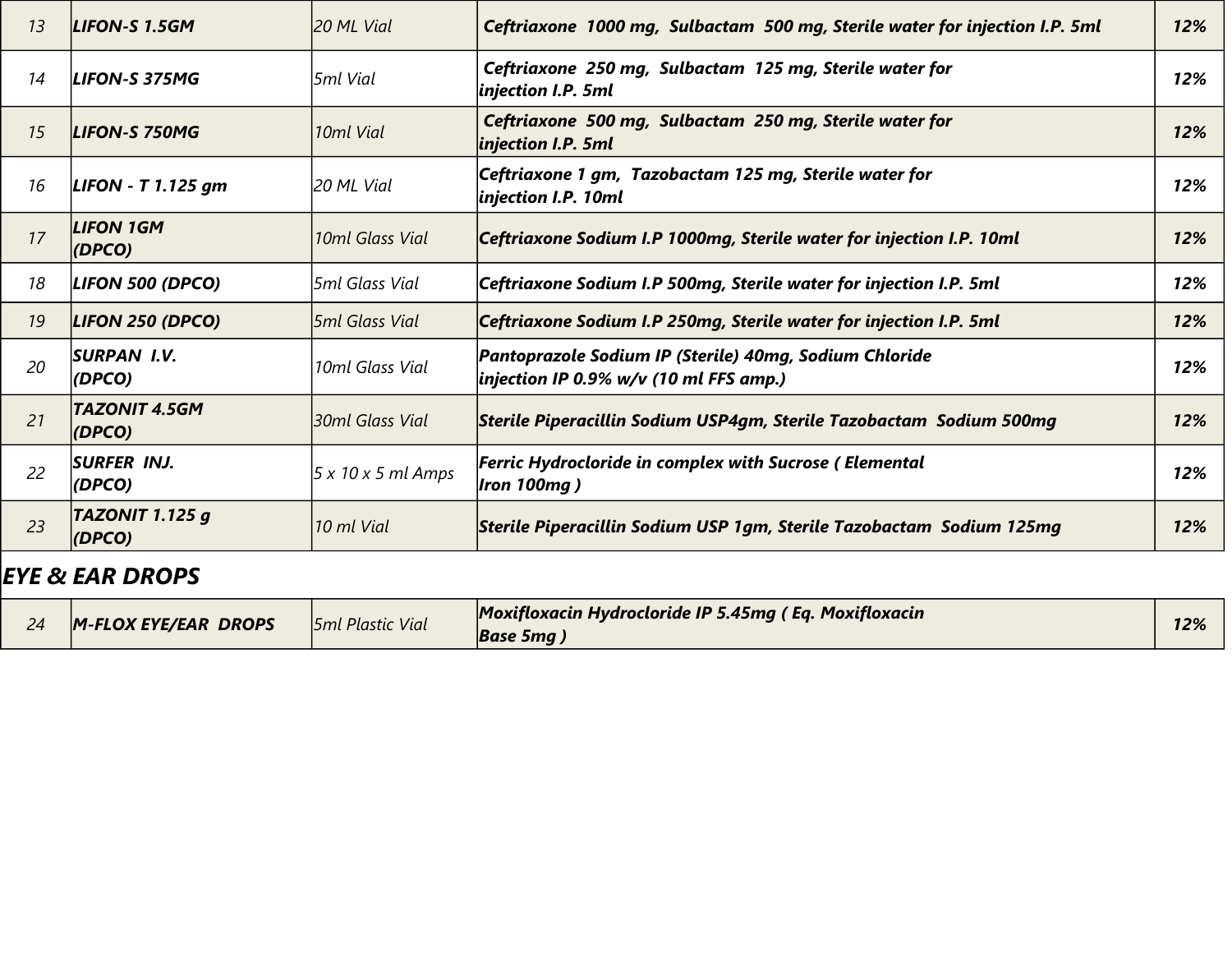| 13 | ***LIFON-S 1.5GM*** | *20 ML Vial* | ***Ceftriaxone 1000 mg, Sulbactam 500 mg, Sterile water for injection I.P. 5ml*** | ***12%*** |
|---|---|---|---|---|
| 14 | ***LIFON-S 375MG*** | *5ml Vial* | ***Ceftriaxone 250 mg, Sulbactam 125 mg, Sterile water for injection I.P. 5ml*** | ***12%*** |
| 15 | ***LIFON-S 750MG*** | *10ml Vial* | ***Ceftriaxone 500 mg, Sulbactam 250 mg, Sterile water for injection I.P. 5ml*** | ***12%*** |
| 16 | ***LIFON - T 1.125 gm*** | *20 ML Vial* | ***Ceftriaxone 1 gm, Tazobactam 125 mg, Sterile water for injection I.P. 10ml*** | ***12%*** |
| 17 | ***LIFON 1GM (DPCO)*** | *10ml Glass Vial* | ***Ceftriaxone Sodium I.P 1000mg, Sterile water for injection I.P. 10ml*** | ***12%*** |
| 18 | ***LIFON 500 (DPCO)*** | *5ml Glass Vial* | ***Ceftriaxone Sodium I.P 500mg, Sterile water for injection I.P. 5ml*** | ***12%*** |
| 19 | ***LIFON 250 (DPCO)*** | *5ml Glass Vial* | ***Ceftriaxone Sodium I.P 250mg, Sterile water for injection I.P. 5ml*** | ***12%*** |
| 20 | ***SURPAN I.V. (DPCO)*** | *10ml Glass Vial* | ***Pantoprazole Sodium IP (Sterile) 40mg, Sodium Chloride injection IP 0.9% w/v (10 ml FFS amp.)*** | ***12%*** |
| 21 | ***TAZONIT 4.5GM (DPCO)*** | *30ml Glass Vial* | ***Sterile Piperacillin Sodium USP4gm, Sterile Tazobactam Sodium 500mg*** | ***12%*** |
| 22 | ***SURFER INJ. (DPCO)*** | *5 x 10 x 5 ml Amps* | ***Ferric Hydrocloride in complex with Sucrose ( Elemental Iron 100mg )*** | ***12%*** |
| 23 | ***TAZONIT 1.125 g (DPCO)*** | *10 ml Vial* | ***Sterile Piperacillin Sodium USP 1gm, Sterile Tazobactam Sodium 125mg*** | ***12%*** |

## *EYE & EAR DROPS*

| 24 | ***M-FLOX EYE/EAR DROPS*** | *5ml Plastic Vial* | ***Moxifloxacin Hydrocloride IP 5.45mg ( Eq. Moxifloxacin Base 5mg )*** | ***12%*** |
|---|---|---|---|---|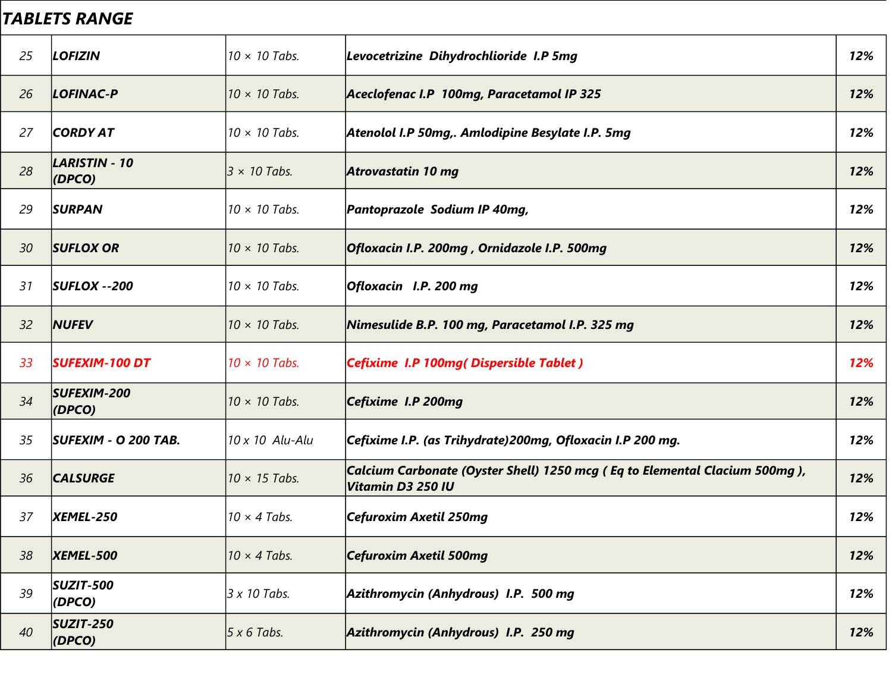## TABLETS RANGE

| | | | | |
|---|---|---|---|---|
| 25 | **LOFIZIN** | 10 × 10 Tabs. | **Levocetrizine Dihydrochlioride I.P 5mg** | **12%** |
| 26 | **LOFINAC-P** | 10 × 10 Tabs. | **Aceclofenac I.P 100mg, Paracetamol IP 325** | **12%** |
| 27 | **CORDY AT** | 10 × 10 Tabs. | **Atenolol I.P 50mg,. Amlodipine Besylate I.P. 5mg** | **12%** |
| 28 | **LARISTIN - 10 (DPCO)** | 3 × 10 Tabs. | **Atrovastatin 10 mg** | **12%** |
| 29 | **SURPAN** | 10 × 10 Tabs. | **Pantoprazole Sodium IP 40mg,** | **12%** |
| 30 | **SUFLOX OR** | 10 × 10 Tabs. | **Ofloxacin I.P. 200mg , Ornidazole I.P. 500mg** | **12%** |
| 31 | **SUFLOX --200** | 10 × 10 Tabs. | **Ofloxacin I.P. 200 mg** | **12%** |
| 32 | **NUFEV** | 10 × 10 Tabs. | **Nimesulide B.P. 100 mg, Paracetamol I.P. 325 mg** | **12%** |
| 33 | **SUFEXIM-100 DT** | 10 × 10 Tabs. | **Cefixime I.P 100mg( Dispersible Tablet )** | **12%** |
| 34 | **SUFEXIM-200 (DPCO)** | 10 × 10 Tabs. | **Cefixime I.P 200mg** | **12%** |
| 35 | **SUFEXIM - O 200 TAB.** | 10 x 10 Alu-Alu | **Cefixime I.P. (as Trihydrate)200mg, Ofloxacin I.P 200 mg.** | **12%** |
| 36 | **CALSURGE** | 10 × 15 Tabs. | **Calcium Carbonate (Oyster Shell) 1250 mcg ( Eq to Elemental Clacium 500mg ), Vitamin D3 250 IU** | **12%** |
| 37 | **XEMEL-250** | 10 × 4 Tabs. | **Cefuroxim Axetil 250mg** | **12%** |
| 38 | **XEMEL-500** | 10 × 4 Tabs. | **Cefuroxim Axetil 500mg** | **12%** |
| 39 | **SUZIT-500 (DPCO)** | 3 x 10 Tabs. | **Azithromycin (Anhydrous) I.P. 500 mg** | **12%** |
| 40 | **SUZIT-250 (DPCO)** | 5 x 6 Tabs. | **Azithromycin (Anhydrous) I.P. 250 mg** | **12%** |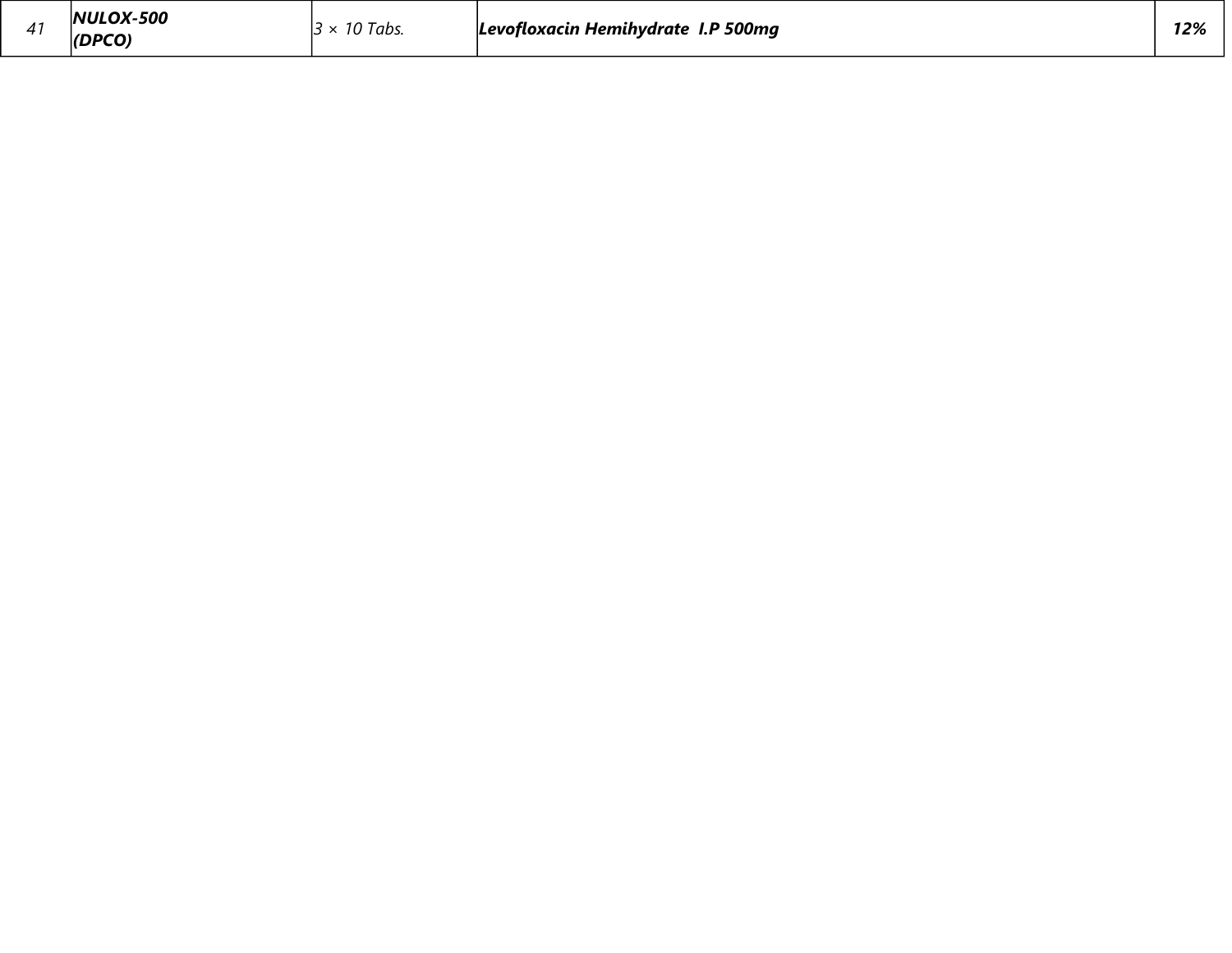| 41 | ***NULOX-500 (DPCO)*** | *3 × 10 Tabs.* | ***Levofloxacin Hemihydrate I.P 500mg*** | ***12%*** |
|---|---|---|---|---|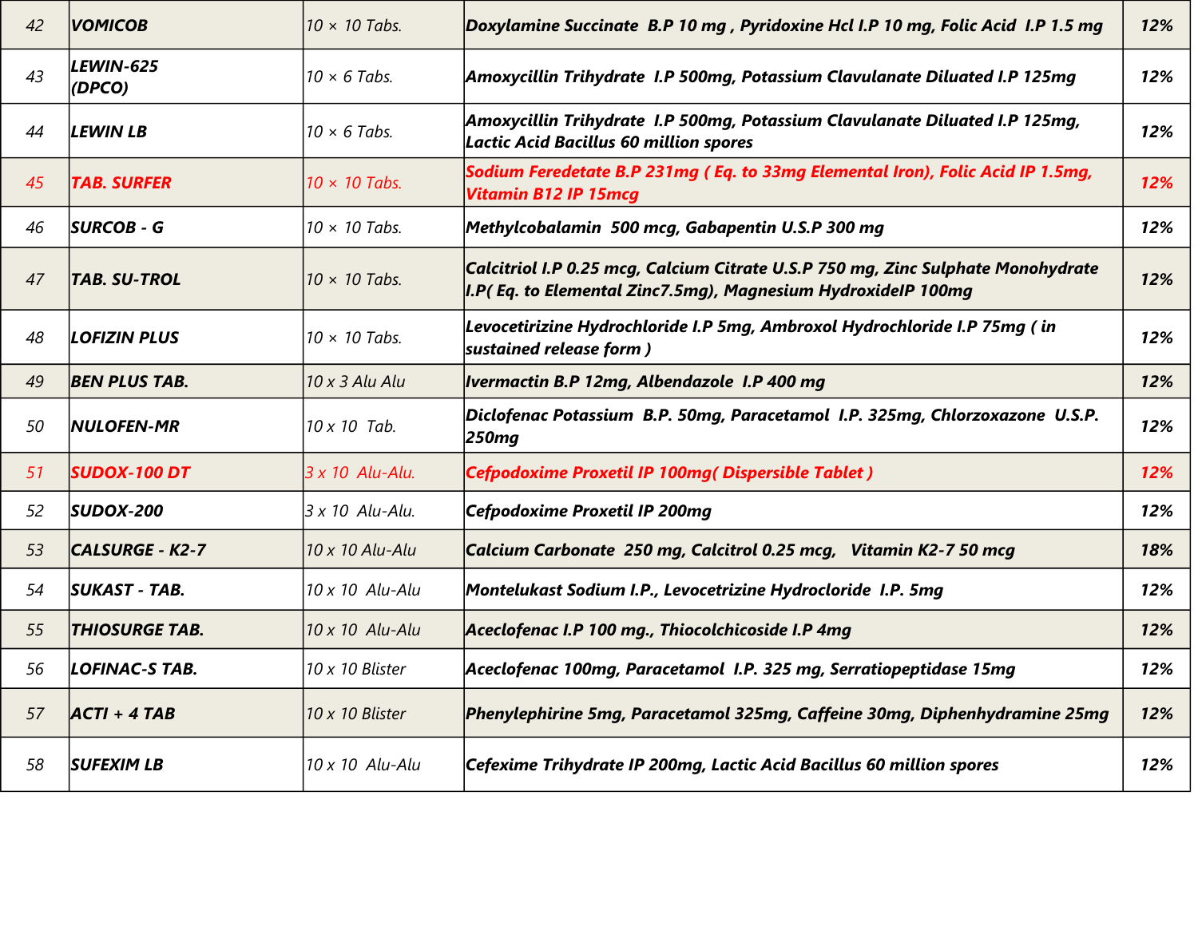| 42 | VOMICOB | 10 × 10 Tabs. | Doxylamine Succinate B.P 10 mg , Pyridoxine Hcl I.P 10 mg, Folic Acid I.P 1.5 mg | 12% |
|---|---|---|---|---|
| 43 | LEWIN-625 (DPCO) | 10 × 6 Tabs. | Amoxycillin Trihydrate I.P 500mg, Potassium Clavulanate Diluated I.P 125mg | 12% |
| 44 | LEWIN LB | 10 × 6 Tabs. | Amoxycillin Trihydrate I.P 500mg, Potassium Clavulanate Diluated I.P 125mg, Lactic Acid Bacillus 60 million spores | 12% |
| 45 | TAB. SURFER | 10 × 10 Tabs. | Sodium Feredetate B.P 231mg ( Eq. to 33mg Elemental Iron), Folic Acid IP 1.5mg, Vitamin B12 IP 15mcg | 12% |
| 46 | SURCOB - G | 10 × 10 Tabs. | Methylcobalamin 500 mcg, Gabapentin U.S.P 300 mg | 12% |
| 47 | TAB. SU-TROL | 10 × 10 Tabs. | Calcitriol I.P 0.25 mcg, Calcium Citrate U.S.P 750 mg, Zinc Sulphate Monohydrate I.P( Eq. to Elemental Zinc7.5mg), Magnesium HydroxideIP 100mg | 12% |
| 48 | LOFIZIN PLUS | 10 × 10 Tabs. | Levocetirizine Hydrochloride I.P 5mg, Ambroxol Hydrochloride I.P 75mg ( in sustained release form ) | 12% |
| 49 | BEN PLUS TAB. | 10 x 3 Alu Alu | Ivermactin B.P 12mg, Albendazole I.P 400 mg | 12% |
| 50 | NULOFEN-MR | 10 x 10 Tab. | Diclofenac Potassium B.P. 50mg, Paracetamol I.P. 325mg, Chlorzoxazone U.S.P. 250mg | 12% |
| 51 | SUDOX-100 DT | 3 x 10 Alu-Alu. | Cefpodoxime Proxetil IP 100mg( Dispersible Tablet ) | 12% |
| 52 | SUDOX-200 | 3 x 10 Alu-Alu. | Cefpodoxime Proxetil IP 200mg | 12% |
| 53 | CALSURGE - K2-7 | 10 x 10 Alu-Alu | Calcium Carbonate 250 mg, Calcitrol 0.25 mcg, Vitamin K2-7 50 mcg | 18% |
| 54 | SUKAST - TAB. | 10 x 10 Alu-Alu | Montelukast Sodium I.P., Levocetrizine Hydrocloride I.P. 5mg | 12% |
| 55 | THIOSURGE TAB. | 10 x 10 Alu-Alu | Aceclofenac I.P 100 mg., Thiocolchicoside I.P 4mg | 12% |
| 56 | LOFINAC-S TAB. | 10 x 10 Blister | Aceclofenac 100mg, Paracetamol I.P. 325 mg, Serratiopeptidase 15mg | 12% |
| 57 | ACTI + 4 TAB | 10 x 10 Blister | Phenylephirine 5mg, Paracetamol 325mg, Caffeine 30mg, Diphenhydramine 25mg | 12% |
| 58 | SUFEXIM LB | 10 x 10 Alu-Alu | Cefexime Trihydrate IP 200mg, Lactic Acid Bacillus 60 million spores | 12% |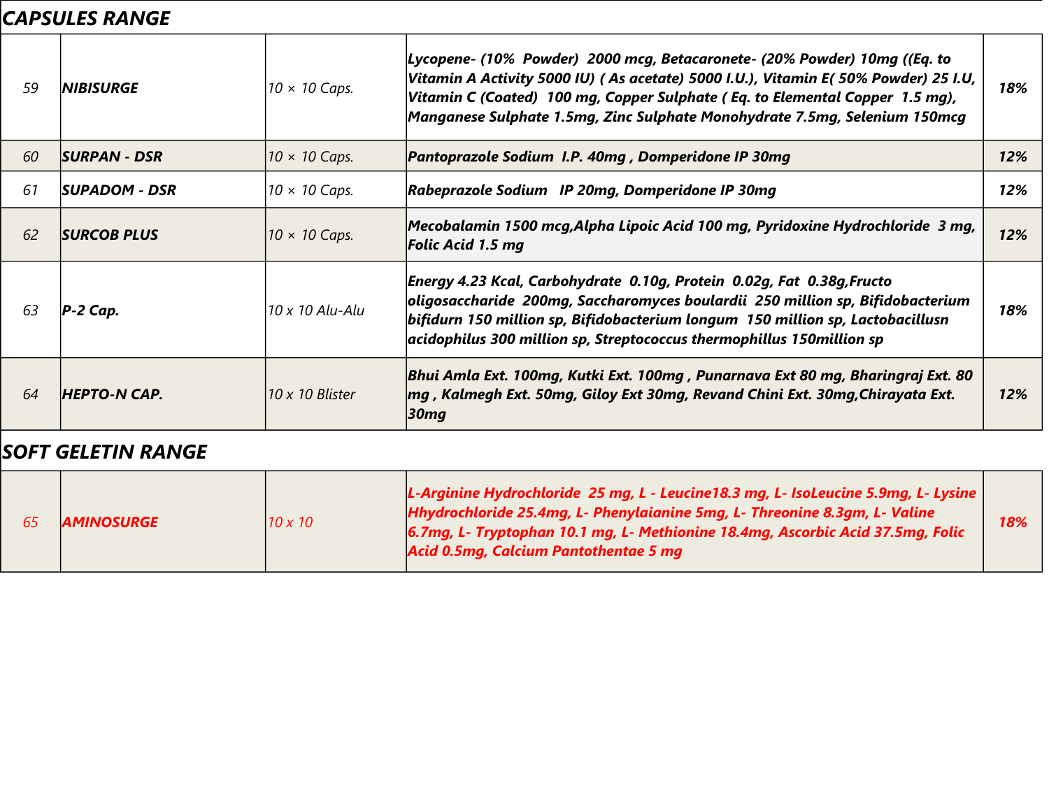## CAPSULES RANGE

| | | | | |
|---|---|---|---|---|
| 59 | **NIBISURGE** | 10 × 10 Caps. | **Lycopene- (10% Powder) 2000 mcg, Betacaronete- (20% Powder) 10mg ((Eq. to Vitamin A Activity 5000 IU) ( As acetate) 5000 I.U.), Vitamin E( 50% Powder) 25 I.U, Vitamin C (Coated) 100 mg, Copper Sulphate ( Eq. to Elemental Copper 1.5 mg), Manganese Sulphate 1.5mg, Zinc Sulphate Monohydrate 7.5mg, Selenium 150mcg** | **18%** |
| 60 | **SURPAN - DSR** | 10 × 10 Caps. | **Pantoprazole Sodium I.P. 40mg , Domperidone IP 30mg** | **12%** |
| 61 | **SUPADOM - DSR** | 10 × 10 Caps. | **Rabeprazole Sodium IP 20mg, Domperidone IP 30mg** | **12%** |
| 62 | **SURCOB PLUS** | 10 × 10 Caps. | **Mecobalamin 1500 mcg,Alpha Lipoic Acid 100 mg, Pyridoxine Hydrochloride 3 mg, Folic Acid 1.5 mg** | **12%** |
| 63 | **P-2 Cap.** | 10 x 10 Alu-Alu | **Energy 4.23 Kcal, Carbohydrate 0.10g, Protein 0.02g, Fat 0.38g,Fructo oligosaccharide 200mg, Saccharomyces boulardii 250 million sp, Bifidobacterium bifidurn 150 million sp, Bifidobacterium longum 150 million sp, Lactobacillusn acidophilus 300 million sp, Streptococcus thermophillus 150million sp** | **18%** |
| 64 | **HEPTO-N CAP.** | 10 x 10 Blister | **Bhui Amla Ext. 100mg, Kutki Ext. 100mg , Punarnava Ext 80 mg, Bharingraj Ext. 80 mg , Kalmegh Ext. 50mg, Giloy Ext 30mg, Revand Chini Ext. 30mg,Chirayata Ext. 30mg** | **12%** |

## SOFT GELETIN RANGE

| | | | | |
|---|---|---|---|---|
| 65 | **AMINOSURGE** | 10 x 10 | **L-Arginine Hydrochloride 25 mg, L - Leucine18.3 mg, L- IsoLeucine 5.9mg, L- Lysine Hhydrochloride 25.4mg, L- Phenylaianine 5mg, L- Threonine 8.3gm, L- Valine 6.7mg, L- Tryptophan 10.1 mg, L- Methionine 18.4mg, Ascorbic Acid 37.5mg, Folic Acid 0.5mg, Calcium Pantothentae 5 mg** | **18%** |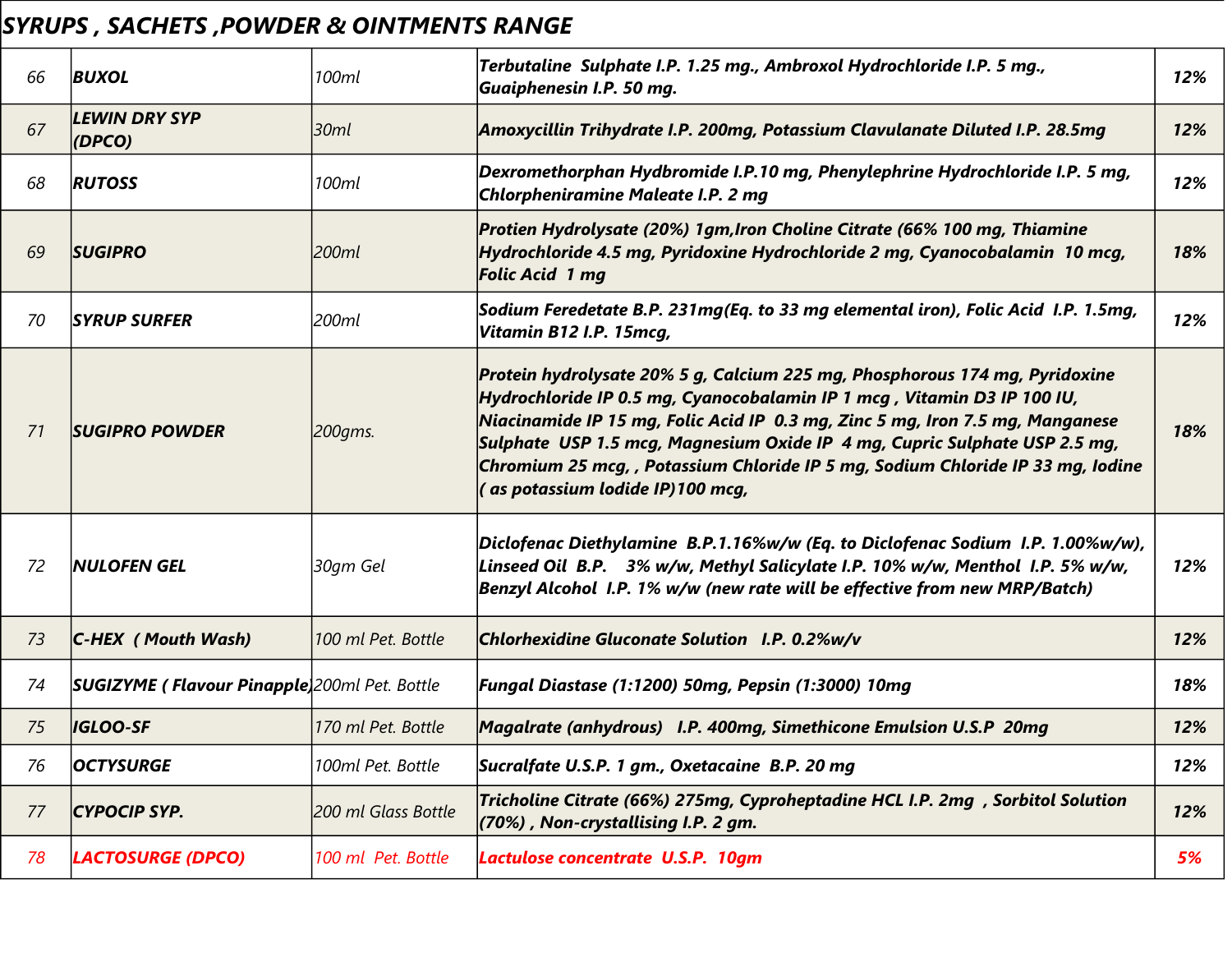## SYRUPS , SACHETS ,POWDER & OINTMENTS RANGE

| | | | | |
|---|---|---|---|---|
| 66 | **BUXOL** | 100ml | **Terbutaline Sulphate I.P. 1.25 mg., Ambroxol Hydrochloride I.P. 5 mg., Guaiphenesin I.P. 50 mg.** | **12%** |
| 67 | **LEWIN DRY SYP (DPCO)** | 30ml | **Amoxycillin Trihydrate I.P. 200mg, Potassium Clavulanate Diluted I.P. 28.5mg** | **12%** |
| 68 | **RUTOSS** | 100ml | **Dexromethorphan Hydbromide I.P.10 mg, Phenylephrine Hydrochloride I.P. 5 mg, Chlorpheniramine Maleate I.P. 2 mg** | **12%** |
| 69 | **SUGIPRO** | 200ml | **Protien Hydrolysate (20%) 1gm,Iron Choline Citrate (66% 100 mg, Thiamine Hydrochloride 4.5 mg, Pyridoxine Hydrochloride 2 mg, Cyanocobalamin 10 mcg, Folic Acid 1 mg** | **18%** |
| 70 | **SYRUP SURFER** | 200ml | **Sodium Feredetate B.P. 231mg(Eq. to 33 mg elemental iron), Folic Acid I.P. 1.5mg, Vitamin B12 I.P. 15mcg,** | **12%** |
| 71 | **SUGIPRO POWDER** | 200gms. | **Protein hydrolysate 20% 5 g, Calcium 225 mg, Phosphorous 174 mg, Pyridoxine Hydrochloride IP 0.5 mg, Cyanocobalamin IP 1 mcg , Vitamin D3 IP 100 IU, Niacinamide IP 15 mg, Folic Acid IP 0.3 mg, Zinc 5 mg, Iron 7.5 mg, Manganese Sulphate USP 1.5 mcg, Magnesium Oxide IP 4 mg, Cupric Sulphate USP 2.5 mg, Chromium 25 mcg, , Potassium Chloride IP 5 mg, Sodium Chloride IP 33 mg, Iodine ( as potassium Iodide IP)100 mcg,** | **18%** |
| 72 | **NULOFEN GEL** | 30gm Gel | **Diclofenac Diethylamine B.P.1.16%w/w (Eq. to Diclofenac Sodium I.P. 1.00%w/w), Linseed Oil B.P. 3% w/w, Methyl Salicylate I.P. 10% w/w, Menthol I.P. 5% w/w, Benzyl Alcohol I.P. 1% w/w (new rate will be effective from new MRP/Batch)** | **12%** |
| 73 | **C-HEX ( Mouth Wash)** | 100 ml Pet. Bottle | **Chlorhexidine Gluconate Solution I.P. 0.2%w/v** | **12%** |
| 74 | **SUGIZYME ( Flavour Pinapple)** | 200ml Pet. Bottle | **Fungal Diastase (1:1200) 50mg, Pepsin (1:3000) 10mg** | **18%** |
| 75 | **IGLOO-SF** | 170 ml Pet. Bottle | **Magalrate (anhydrous) I.P. 400mg, Simethicone Emulsion U.S.P 20mg** | **12%** |
| 76 | **OCTYSURGE** | 100ml Pet. Bottle | **Sucralfate U.S.P. 1 gm., Oxetacaine B.P. 20 mg** | **12%** |
| 77 | **CYPOCIP SYP.** | 200 ml Glass Bottle | **Tricholine Citrate (66%) 275mg, Cyproheptadine HCL I.P. 2mg , Sorbitol Solution (70%) , Non-crystallising I.P. 2 gm.** | **12%** |
| 78 | **LACTOSURGE (DPCO)** | 100 ml Pet. Bottle | **Lactulose concentrate U.S.P. 10gm** | **5%** |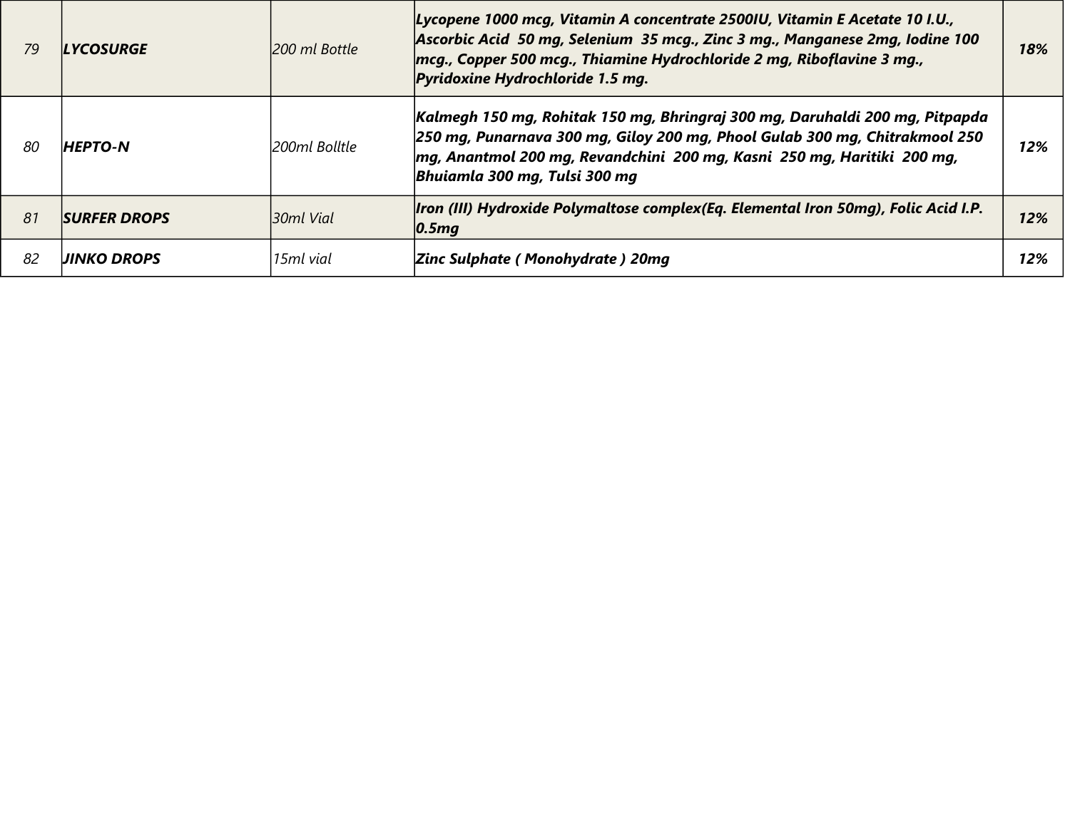| 79 | **LYCOSURGE** | 200 ml Bottle | **Lycopene 1000 mcg, Vitamin A concentrate 2500IU, Vitamin E Acetate 10 I.U., Ascorbic Acid 50 mg, Selenium 35 mcg., Zinc 3 mg., Manganese 2mg, Iodine 100 mcg., Copper 500 mcg., Thiamine Hydrochloride 2 mg, Riboflavine 3 mg., Pyridoxine Hydrochloride 1.5 mg.** | **18%** |
|---|---|---|---|---|
| 80 | **HEPTO-N** | 200ml Bolltle | **Kalmegh 150 mg, Rohitak 150 mg, Bhringraj 300 mg, Daruhaldi 200 mg, Pitpapda 250 mg, Punarnava 300 mg, Giloy 200 mg, Phool Gulab 300 mg, Chitrakmool 250 mg, Anantmol 200 mg, Revandchini 200 mg, Kasni 250 mg, Haritiki 200 mg, Bhuiamla 300 mg, Tulsi 300 mg** | **12%** |
| 81 | **SURFER DROPS** | 30ml Vial | **Iron (III) Hydroxide Polymaltose complex(Eq. Elemental Iron 50mg), Folic Acid I.P. 0.5mg** | **12%** |
| 82 | **JINKO DROPS** | 15ml vial | **Zinc Sulphate ( Monohydrate ) 20mg** | **12%** |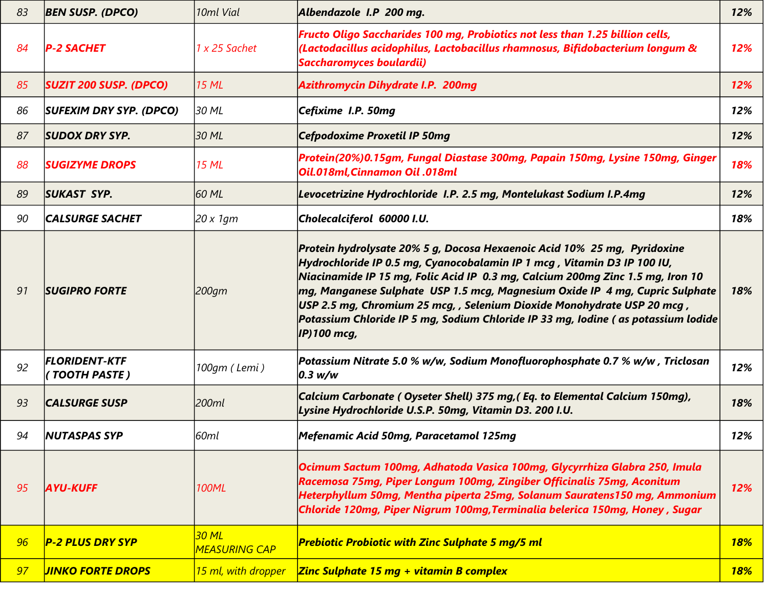| 83 | BEN SUSP. (DPCO) | 10ml Vial | Albendazole I.P 200 mg. | 12% |
|---|---|---|---|---|
| 84 | P-2 SACHET | 1 x 25 Sachet | Fructo Oligo Saccharides 100 mg, Probiotics not less than 1.25 billion cells, (Lactodacillus acidophilus, Lactobacillus rhamnosus, Bifidobacterium longum & Saccharomyces boulardii) | 12% |
| 85 | SUZIT 200 SUSP. (DPCO) | 15 ML | Azithromycin Dihydrate I.P. 200mg | 12% |
| 86 | SUFEXIM DRY SYP. (DPCO) | 30 ML | Cefixime I.P. 50mg | 12% |
| 87 | SUDOX DRY SYP. | 30 ML | Cefpodoxime Proxetil IP 50mg | 12% |
| 88 | SUGIZYME DROPS | 15 ML | Protein(20%)0.15gm, Fungal Diastase 300mg, Papain 150mg, Lysine 150mg, Ginger Oil.018ml,Cinnamon Oil .018ml | 18% |
| 89 | SUKAST SYP. | 60 ML | Levocetrizine Hydrochloride I.P. 2.5 mg, Montelukast Sodium I.P.4mg | 12% |
| 90 | CALSURGE SACHET | 20 x 1gm | Cholecalciferol 60000 I.U. | 18% |
| 91 | SUGIPRO FORTE | 200gm | Protein hydrolysate 20% 5 g, Docosa Hexaenoic Acid 10% 25 mg, Pyridoxine Hydrochloride IP 0.5 mg, Cyanocobalamin IP 1 mcg , Vitamin D3 IP 100 IU, Niacinamide IP 15 mg, Folic Acid IP 0.3 mg, Calcium 200mg Zinc 1.5 mg, Iron 10 mg, Manganese Sulphate USP 1.5 mcg, Magnesium Oxide IP 4 mg, Cupric Sulphate USP 2.5 mg, Chromium 25 mcg, , Selenium Dioxide Monohydrate USP 20 mcg , Potassium Chloride IP 5 mg, Sodium Chloride IP 33 mg, Iodine ( as potassium Iodide IP)100 mcg, | 18% |
| 92 | FLORIDENT-KTF ( TOOTH PASTE ) | 100gm ( Lemi ) | Potassium Nitrate 5.0 % w/w, Sodium Monofluorophosphate 0.7 % w/w , Triclosan 0.3 w/w | 12% |
| 93 | CALSURGE SUSP | 200ml | Calcium Carbonate ( Oyseter Shell) 375 mg,( Eq. to Elemental Calcium 150mg), Lysine Hydrochloride U.S.P. 50mg, Vitamin D3. 200 I.U. | 18% |
| 94 | NUTASPAS SYP | 60ml | Mefenamic Acid 50mg, Paracetamol 125mg | 12% |
| 95 | AYU-KUFF | 100ML | Ocimum Sactum 100mg, Adhatoda Vasica 100mg, Glycyrrhiza Glabra 250, Imula Racemosa 75mg, Piper Longum 100mg, Zingiber Officinalis 75mg, Aconitum Heterphyllum 50mg, Mentha piperta 25mg, Solanum Sauratens150 mg, Ammonium Chloride 120mg, Piper Nigrum 100mg,Terminalia belerica 150mg, Honey , Sugar | 12% |
| 96 | P-2 PLUS DRY SYP | 30 ML MEASURING CAP | Prebiotic Probiotic with Zinc Sulphate 5 mg/5 ml | 18% |
| 97 | JINKO FORTE DROPS | 15 ml, with dropper | Zinc Sulphate 15 mg + vitamin B complex | 18% |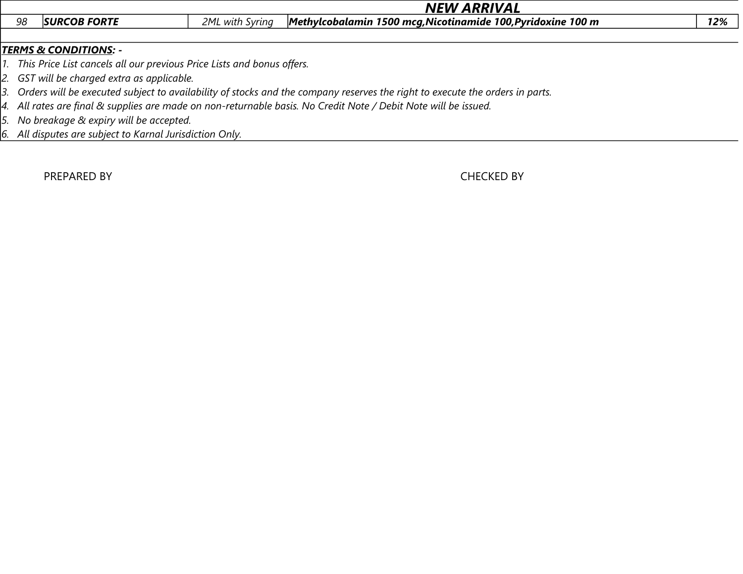| | | | NEW ARRIVAL | |
|---|---|---|---|---|
| 98 | **SURCOB FORTE** | 2ML with Syring | **Methylcobalamin 1500 mcg,Nicotinamide 100,Pyridoxine 100 m** | **12%** |

***TERMS & CONDITIONS: -***

1. *This Price List cancels all our previous Price Lists and bonus offers.*
2. *GST will be charged extra as applicable.*
3. *Orders will be executed subject to availability of stocks and the company reserves the right to execute the orders in parts.*
4. *All rates are final & supplies are made on non-returnable basis. No Credit Note / Debit Note will be issued.*
5. *No breakage & expiry will be accepted.*
6. *All disputes are subject to Karnal Jurisdiction Only.*

PREPARED BY　　　　　　　　　　　　　　CHECKED BY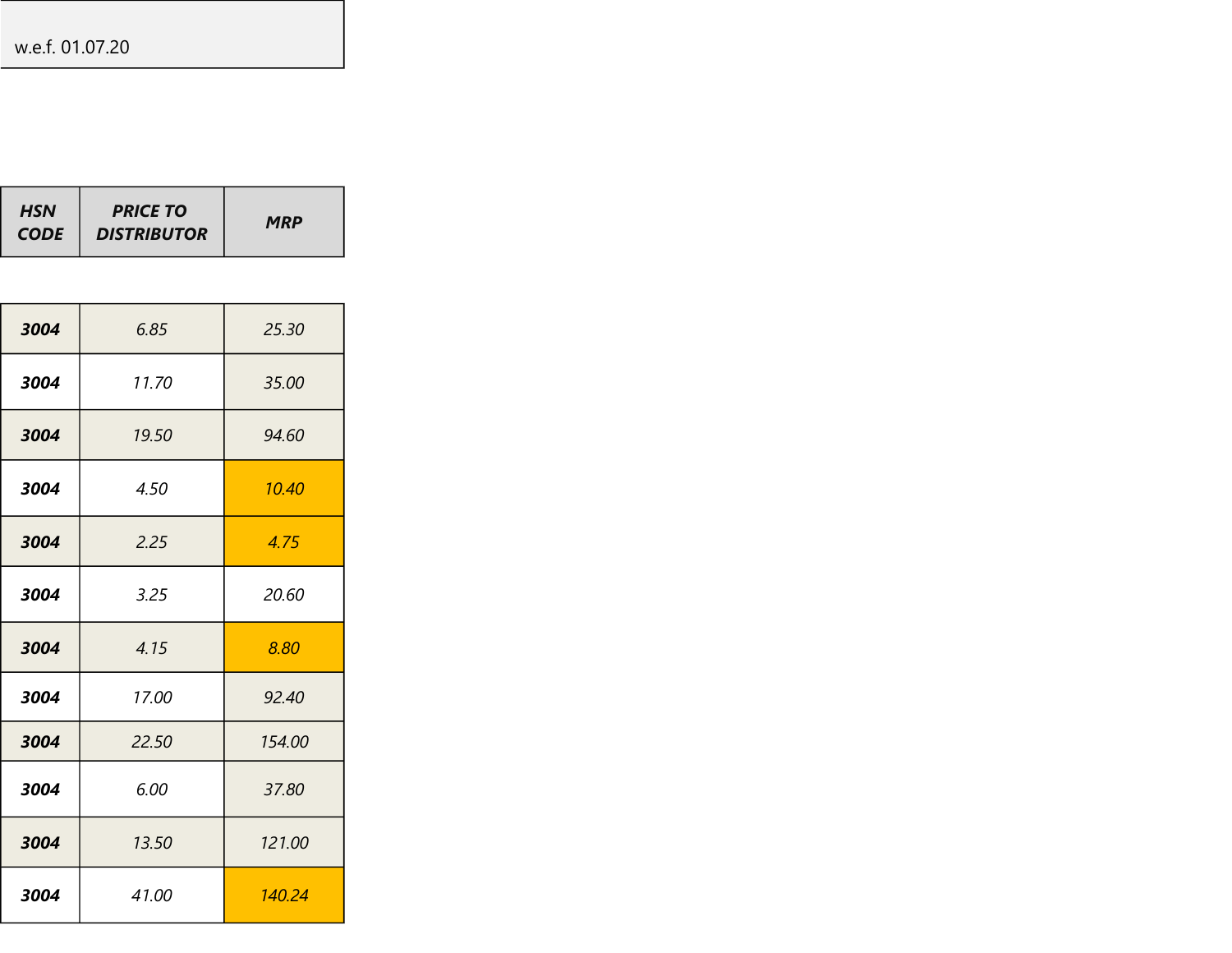w.e.f. 01.07.20

| HSN CODE | PRICE TO DISTRIBUTOR | MRP |
|---|---|---|
| 3004 | 6.85 | 25.30 |
| 3004 | 11.70 | 35.00 |
| 3004 | 19.50 | 94.60 |
| 3004 | 4.50 | 10.40 |
| 3004 | 2.25 | 4.75 |
| 3004 | 3.25 | 20.60 |
| 3004 | 4.15 | 8.80 |
| 3004 | 17.00 | 92.40 |
| 3004 | 22.50 | 154.00 |
| 3004 | 6.00 | 37.80 |
| 3004 | 13.50 | 121.00 |
| 3004 | 41.00 | 140.24 |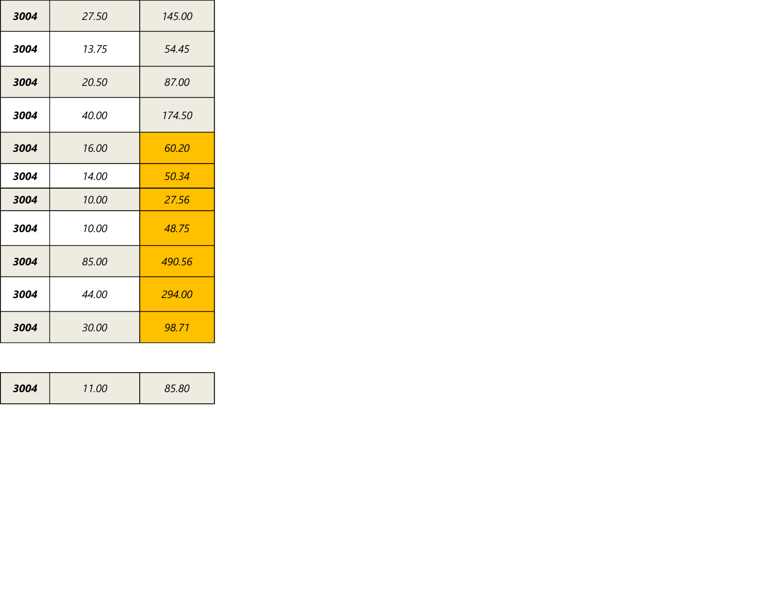| | | |
|---|---|---|
| ***3004*** | *27.50* | *145.00* |
| ***3004*** | *13.75* | *54.45* |
| ***3004*** | *20.50* | *87.00* |
| ***3004*** | *40.00* | *174.50* |
| ***3004*** | *16.00* | *60.20* |
| ***3004*** | *14.00* | *50.34* |
| ***3004*** | *10.00* | *27.56* |
| ***3004*** | *10.00* | *48.75* |
| ***3004*** | *85.00* | *490.56* |
| ***3004*** | *44.00* | *294.00* |
| ***3004*** | *30.00* | *98.71* |

| | | |
|---|---|---|
| ***3004*** | *11.00* | *85.80* |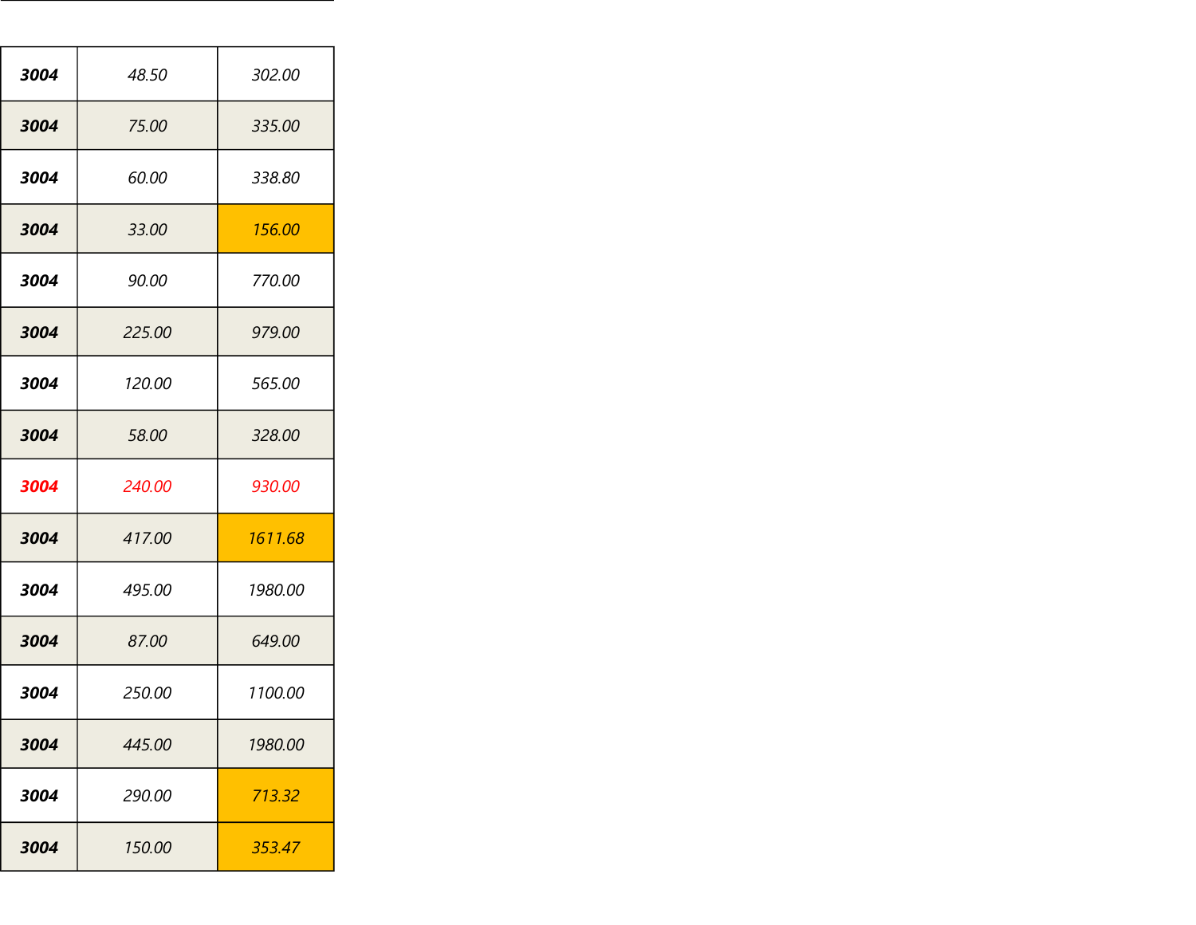|  |  |  |
|---|---|---|
| ***3004*** | *48.50* | *302.00* |
| ***3004*** | *75.00* | *335.00* |
| ***3004*** | *60.00* | *338.80* |
| ***3004*** | *33.00* | *156.00* |
| ***3004*** | *90.00* | *770.00* |
| ***3004*** | *225.00* | *979.00* |
| ***3004*** | *120.00* | *565.00* |
| ***3004*** | *58.00* | *328.00* |
| ***3004*** | *240.00* | *930.00* |
| ***3004*** | *417.00* | *1611.68* |
| ***3004*** | *495.00* | *1980.00* |
| ***3004*** | *87.00* | *649.00* |
| ***3004*** | *250.00* | *1100.00* |
| ***3004*** | *445.00* | *1980.00* |
| ***3004*** | *290.00* | *713.32* |
| ***3004*** | *150.00* | *353.47* |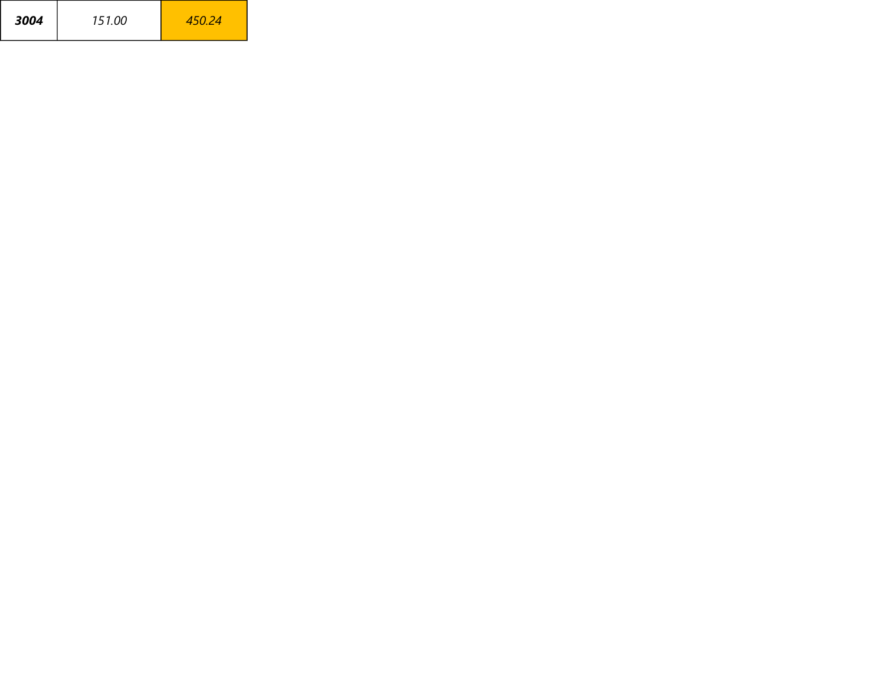| ***3004*** | *151.00* | *450.24* |
|---|---|---|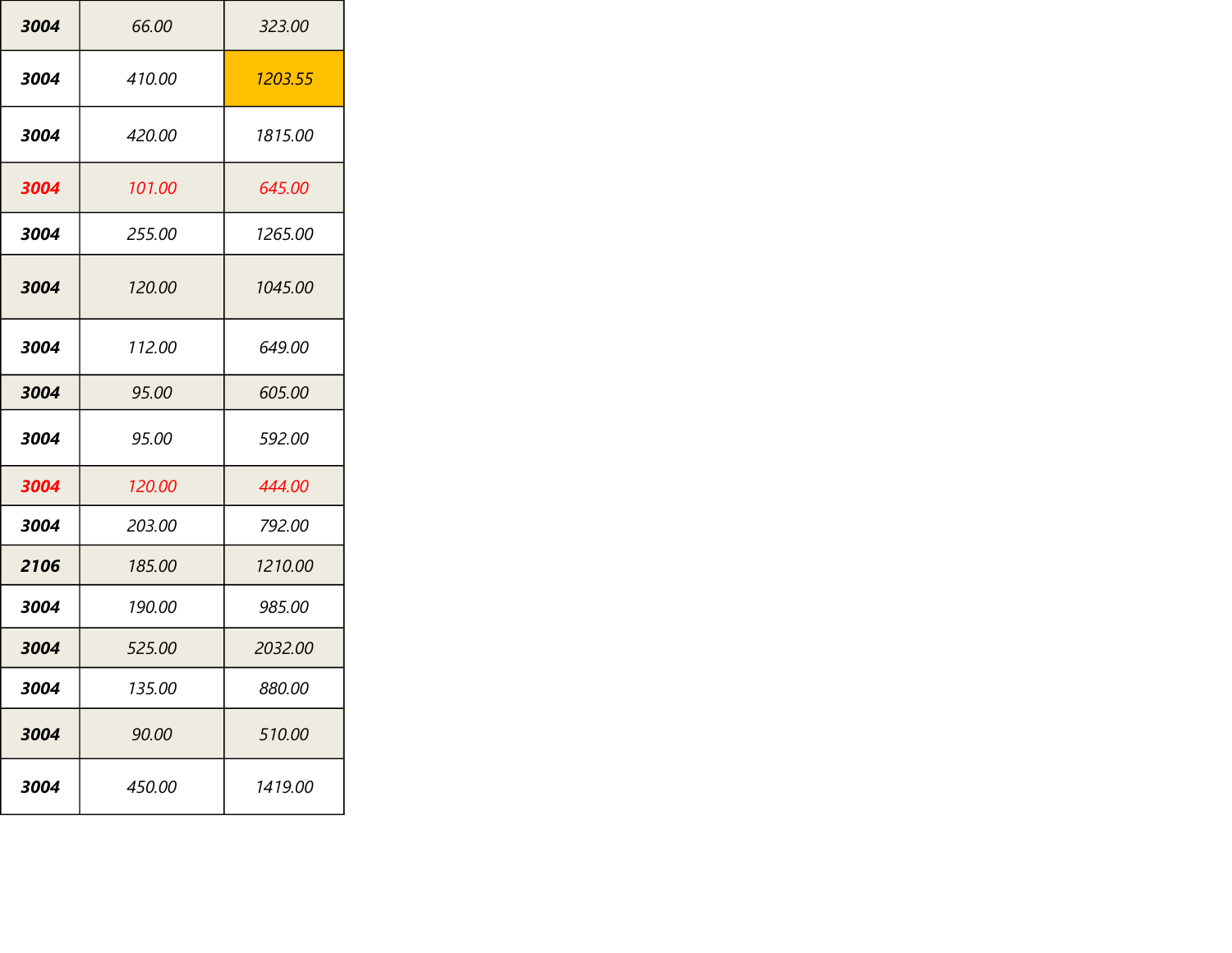| | | |
|---|---|---|
| ***3004*** | *66.00* | *323.00* |
| ***3004*** | *410.00* | *1203.55* |
| ***3004*** | *420.00* | *1815.00* |
| ***3004*** | *101.00* | *645.00* |
| ***3004*** | *255.00* | *1265.00* |
| ***3004*** | *120.00* | *1045.00* |
| ***3004*** | *112.00* | *649.00* |
| ***3004*** | *95.00* | *605.00* |
| ***3004*** | *95.00* | *592.00* |
| ***3004*** | *120.00* | *444.00* |
| ***3004*** | *203.00* | *792.00* |
| ***2106*** | *185.00* | *1210.00* |
| ***3004*** | *190.00* | *985.00* |
| ***3004*** | *525.00* | *2032.00* |
| ***3004*** | *135.00* | *880.00* |
| ***3004*** | *90.00* | *510.00* |
| ***3004*** | *450.00* | *1419.00* |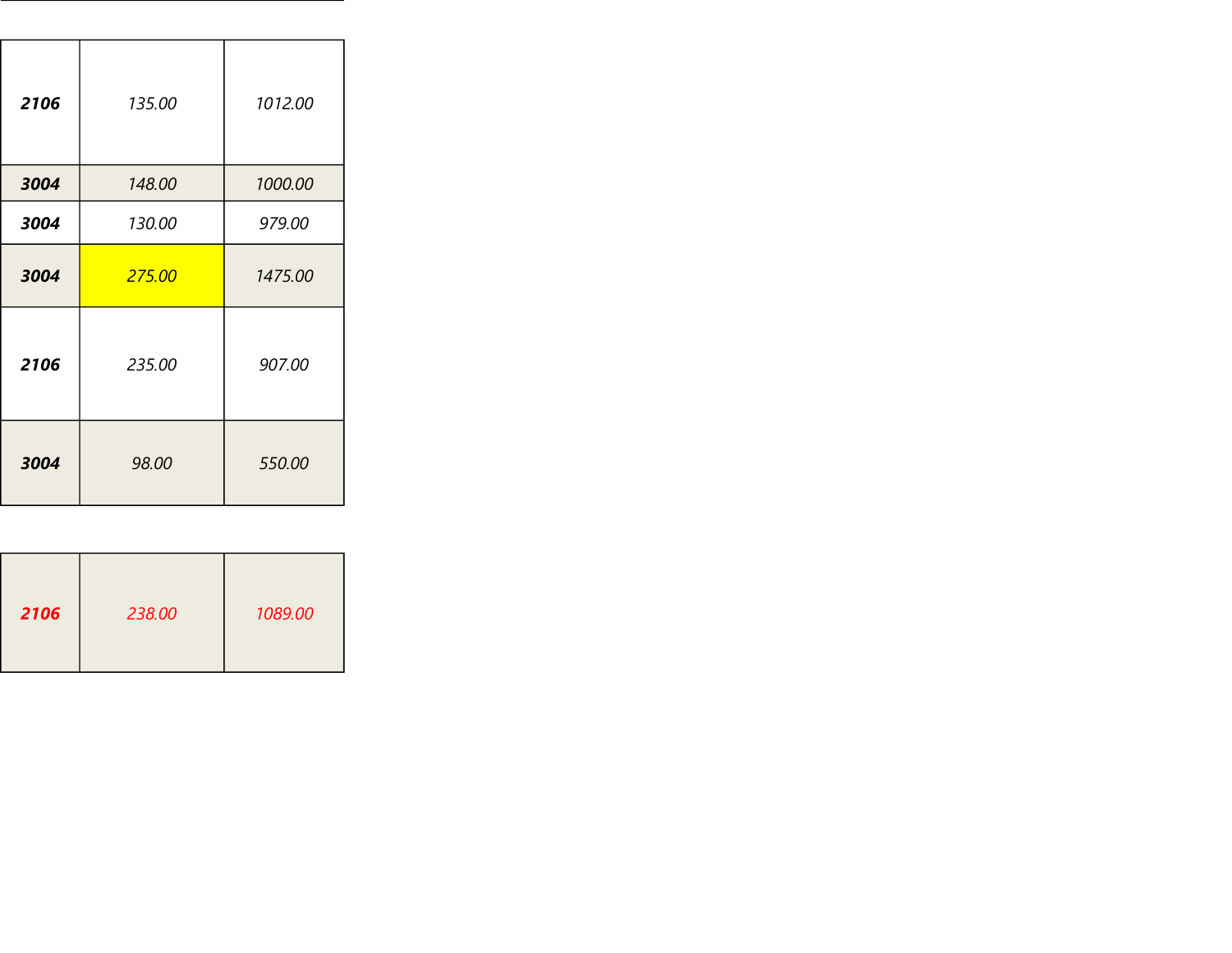| | | |
|---|---|---|
| ***2106*** | *135.00* | *1012.00* |
| ***3004*** | *148.00* | *1000.00* |
| ***3004*** | *130.00* | *979.00* |
| ***3004*** | *275.00* | *1475.00* |
| ***2106*** | *235.00* | *907.00* |
| ***3004*** | *98.00* | *550.00* |

| | | |
|---|---|---|
| ***2106*** | *238.00* | *1089.00* |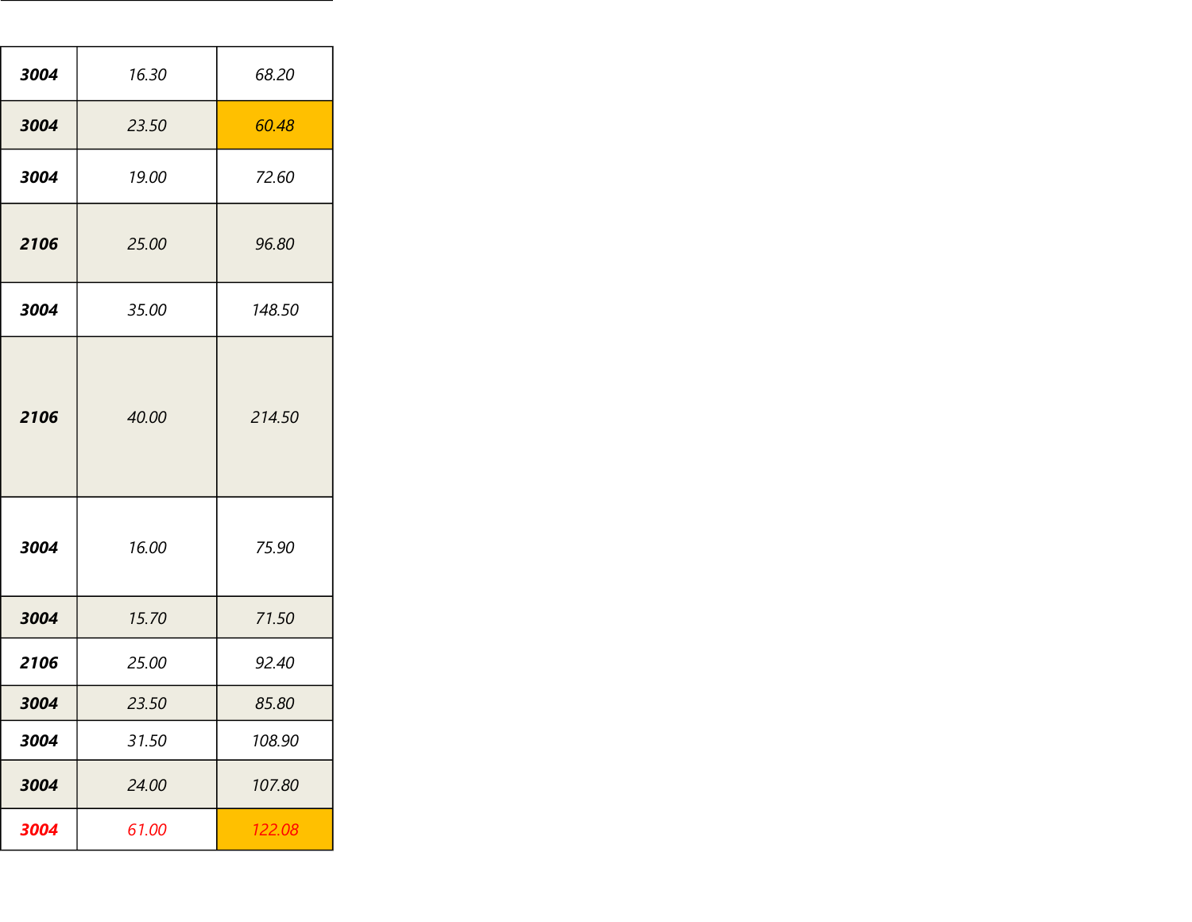| | | |
|---|---|---|
| ***3004*** | *16.30* | *68.20* |
| ***3004*** | *23.50* | *60.48* |
| ***3004*** | *19.00* | *72.60* |
| ***2106*** | *25.00* | *96.80* |
| ***3004*** | *35.00* | *148.50* |
| ***2106*** | *40.00* | *214.50* |
| ***3004*** | *16.00* | *75.90* |
| ***3004*** | *15.70* | *71.50* |
| ***2106*** | *25.00* | *92.40* |
| ***3004*** | *23.50* | *85.80* |
| ***3004*** | *31.50* | *108.90* |
| ***3004*** | *24.00* | *107.80* |
| ***3004*** | *61.00* | *122.08* |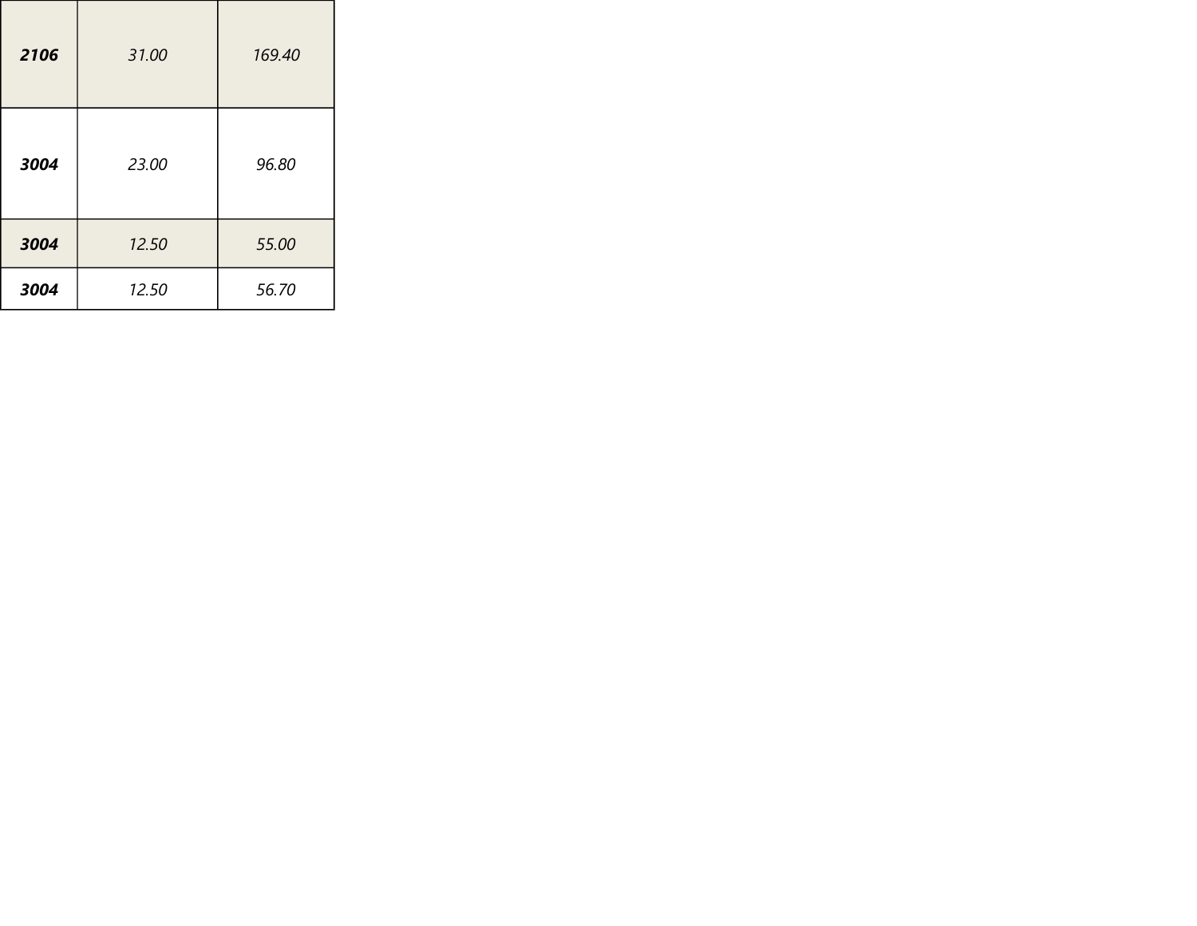| | | |
|---|---|---|
| ***2106*** | *31.00* | *169.40* |
| ***3004*** | *23.00* | *96.80* |
| ***3004*** | *12.50* | *55.00* |
| ***3004*** | *12.50* | *56.70* |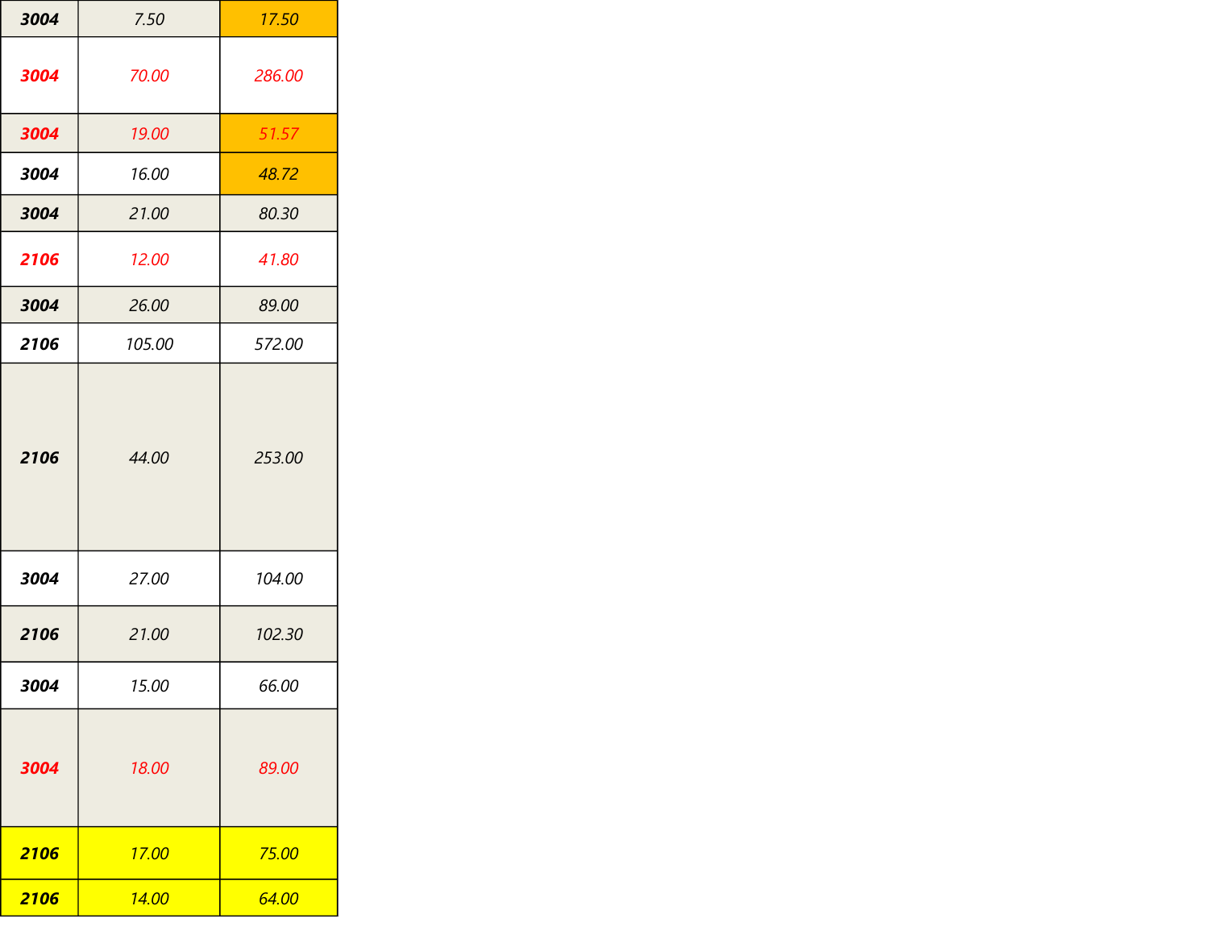| | | |
|---|---|---|
| ***3004*** | *7.50* | *17.50* |
| ***3004*** | *70.00* | *286.00* |
| ***3004*** | *19.00* | *51.57* |
| ***3004*** | *16.00* | *48.72* |
| ***3004*** | *21.00* | *80.30* |
| ***2106*** | *12.00* | *41.80* |
| ***3004*** | *26.00* | *89.00* |
| ***2106*** | *105.00* | *572.00* |
| ***2106*** | *44.00* | *253.00* |
| ***3004*** | *27.00* | *104.00* |
| ***2106*** | *21.00* | *102.30* |
| ***3004*** | *15.00* | *66.00* |
| ***3004*** | *18.00* | *89.00* |
| ***2106*** | *17.00* | *75.00* |
| ***2106*** | *14.00* | *64.00* |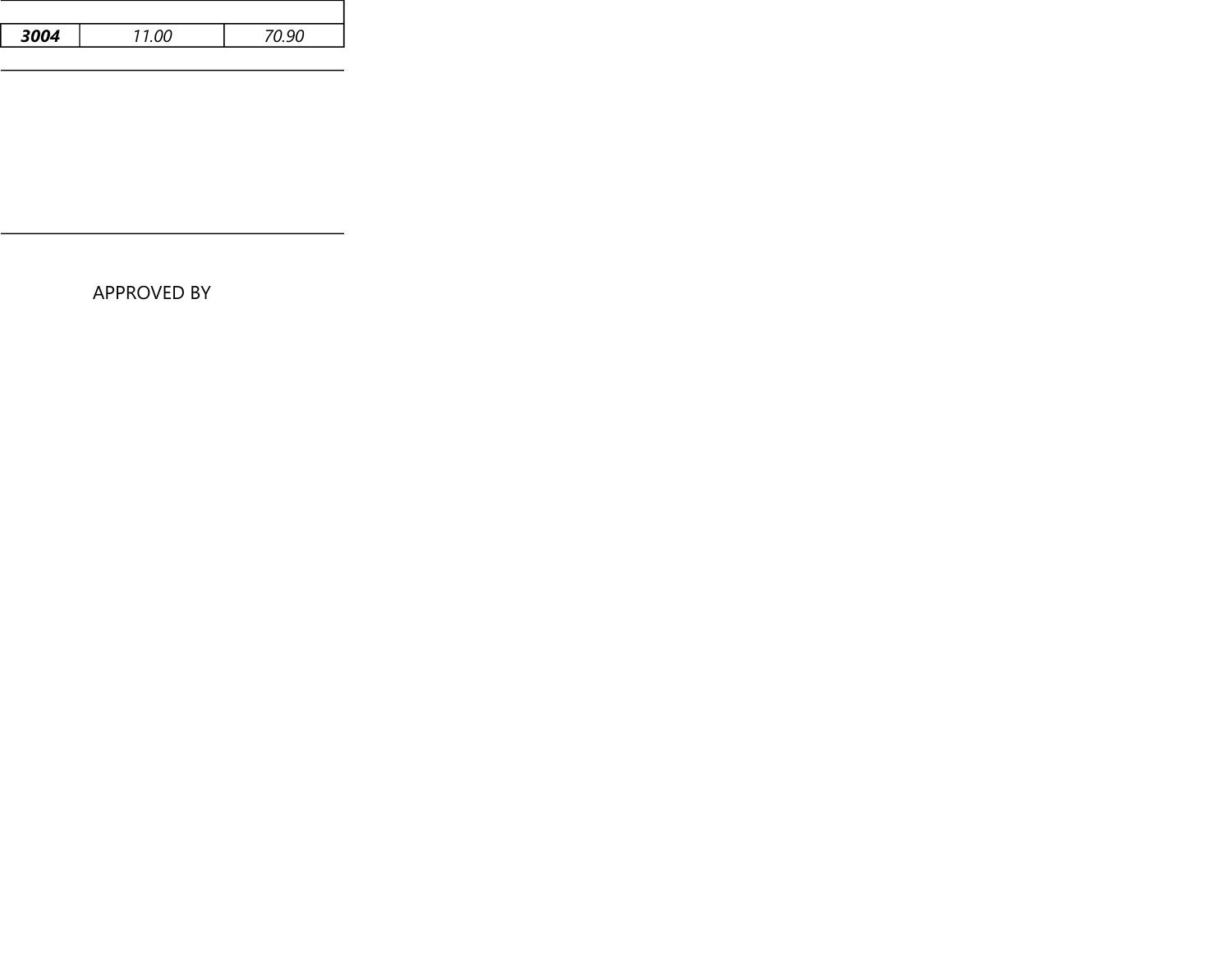| | | |
|---|---|---|
| ***3004*** | *11.00* | *70.90* |

APPROVED BY